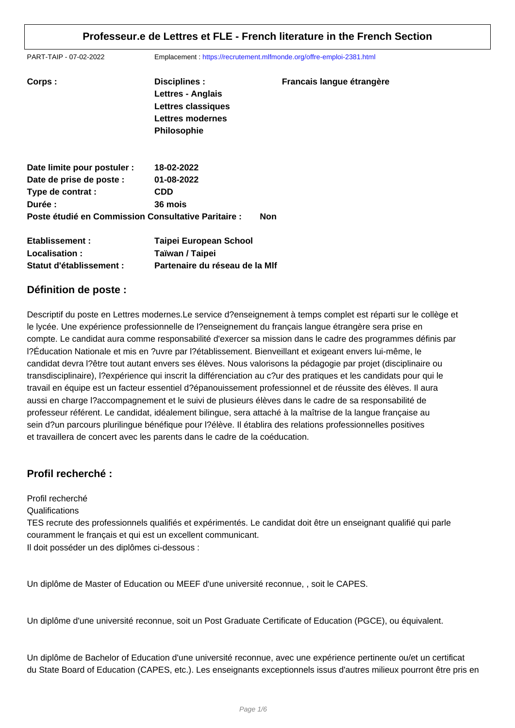# Professeur.e de Lettres et FLE - French literature in the French Section

PART-TAIP - 07-02-2022    Emplacement : https://recrutement.mlfmonde.org/offre-emploi-2381.html

**Corps :**

**Disciplines :**
**Lettres - Anglais**
**Lettres classiques**
**Lettres modernes**
**Philosophie**

**Francais langue étrangère**

**Date limite pour postuler :** **18-02-2022**
**Date de prise de poste :** **01-08-2022**
**Type de contrat :** **CDD**
**Durée :** **36 mois**
**Poste étudié en Commission Consultative Paritaire :** **Non**

**Etablissement :** **Taipei European School**
**Localisation :** **Taïwan / Taipei**
**Statut d'établissement :** **Partenaire du réseau de la Mlf**

## Définition de poste :

Descriptif du poste en Lettres modernes.Le service d?enseignement à temps complet est réparti sur le collège et le lycée. Une expérience professionnelle de l?enseignement du français langue étrangère sera prise en compte. Le candidat aura comme responsabilité d'exercer sa mission dans le cadre des programmes définis par l?Éducation Nationale et mis en ?uvre par l?établissement. Bienveillant et exigeant envers lui-même, le candidat devra l?être tout autant envers ses élèves. Nous valorisons la pédagogie par projet (disciplinaire ou transdisciplinaire), l?expérience qui inscrit la différenciation au c?ur des pratiques et les candidats pour qui le travail en équipe est un facteur essentiel d?épanouissement professionnel et de réussite des élèves. Il aura aussi en charge l?accompagnement et le suivi de plusieurs élèves dans le cadre de sa responsabilité de professeur référent. Le candidat, idéalement bilingue, sera attaché à la maîtrise de la langue française au sein d?un parcours plurilingue bénéfique pour l?élève. Il établira des relations professionnelles positives et travaillera de concert avec les parents dans le cadre de la coéducation.

## Profil recherché :

Profil recherché
Qualifications
TES recrute des professionnels qualifiés et expérimentés. Le candidat doit être un enseignant qualifié qui parle couramment le français et qui est un excellent communicant.
Il doit posséder un des diplômes ci-dessous :

Un diplôme de Master of Education ou MEEF d'une université reconnue, , soit le CAPES.

Un diplôme d'une université reconnue, soit un Post Graduate Certificate of Education (PGCE), ou équivalent.

Un diplôme de Bachelor of Education d'une université reconnue, avec une expérience pertinente ou/et un certificat du State Board of Education (CAPES, etc.). Les enseignants exceptionnels issus d'autres milieux pourront être pris en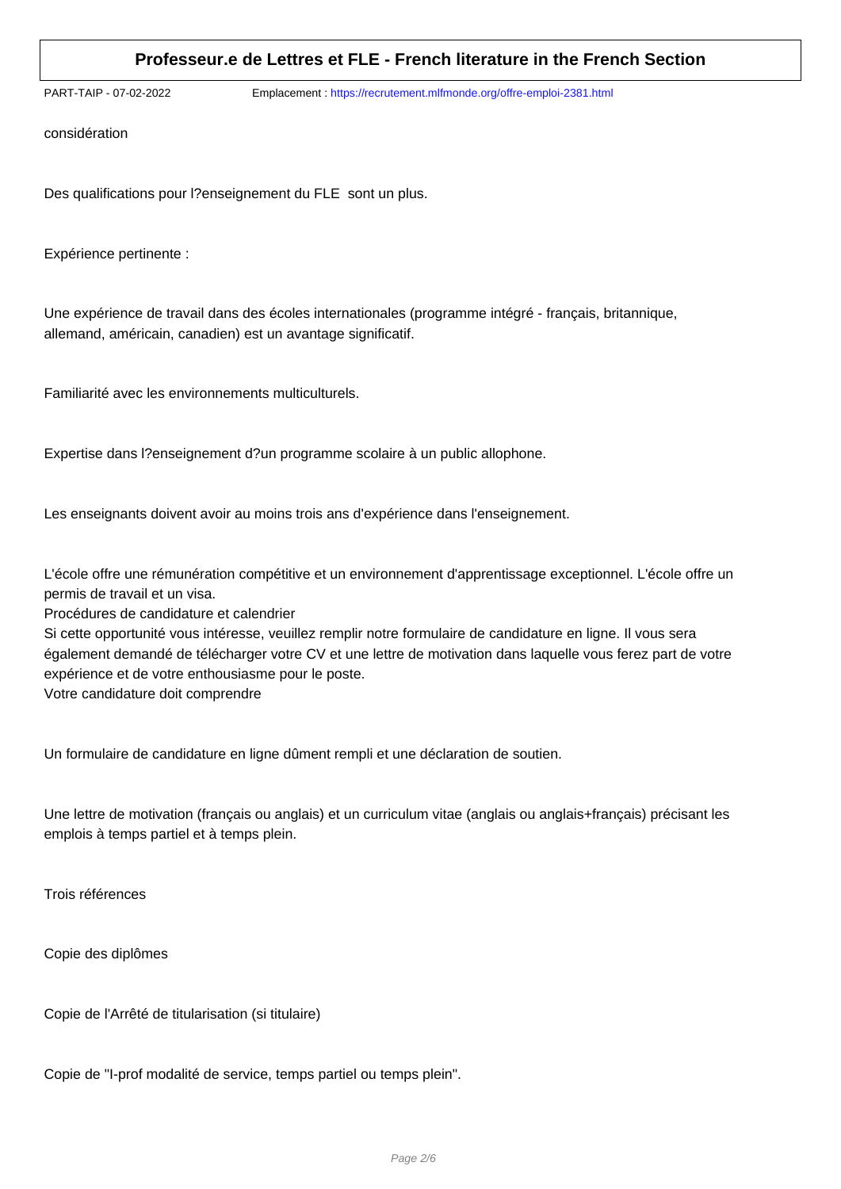considération

Des qualifications pour l?enseignement du FLE  sont un plus.

Expérience pertinente :

Une expérience de travail dans des écoles internationales (programme intégré - français, britannique, allemand, américain, canadien) est un avantage significatif.

Familiarité avec les environnements multiculturels.

Expertise dans l?enseignement d?un programme scolaire à un public allophone.

Les enseignants doivent avoir au moins trois ans d'expérience dans l'enseignement.

L'école offre une rémunération compétitive et un environnement d'apprentissage exceptionnel. L'école offre un permis de travail et un visa.
Procédures de candidature et calendrier
Si cette opportunité vous intéresse, veuillez remplir notre formulaire de candidature en ligne. Il vous sera également demandé de télécharger votre CV et une lettre de motivation dans laquelle vous ferez part de votre expérience et de votre enthousiasme pour le poste.
Votre candidature doit comprendre

Un formulaire de candidature en ligne dûment rempli et une déclaration de soutien.

Une lettre de motivation (français ou anglais) et un curriculum vitae (anglais ou anglais+français) précisant les emplois à temps partiel et à temps plein.

Trois références

Copie des diplômes

Copie de l'Arrêté de titularisation (si titulaire)

Copie de "I-prof modalité de service, temps partiel ou temps plein".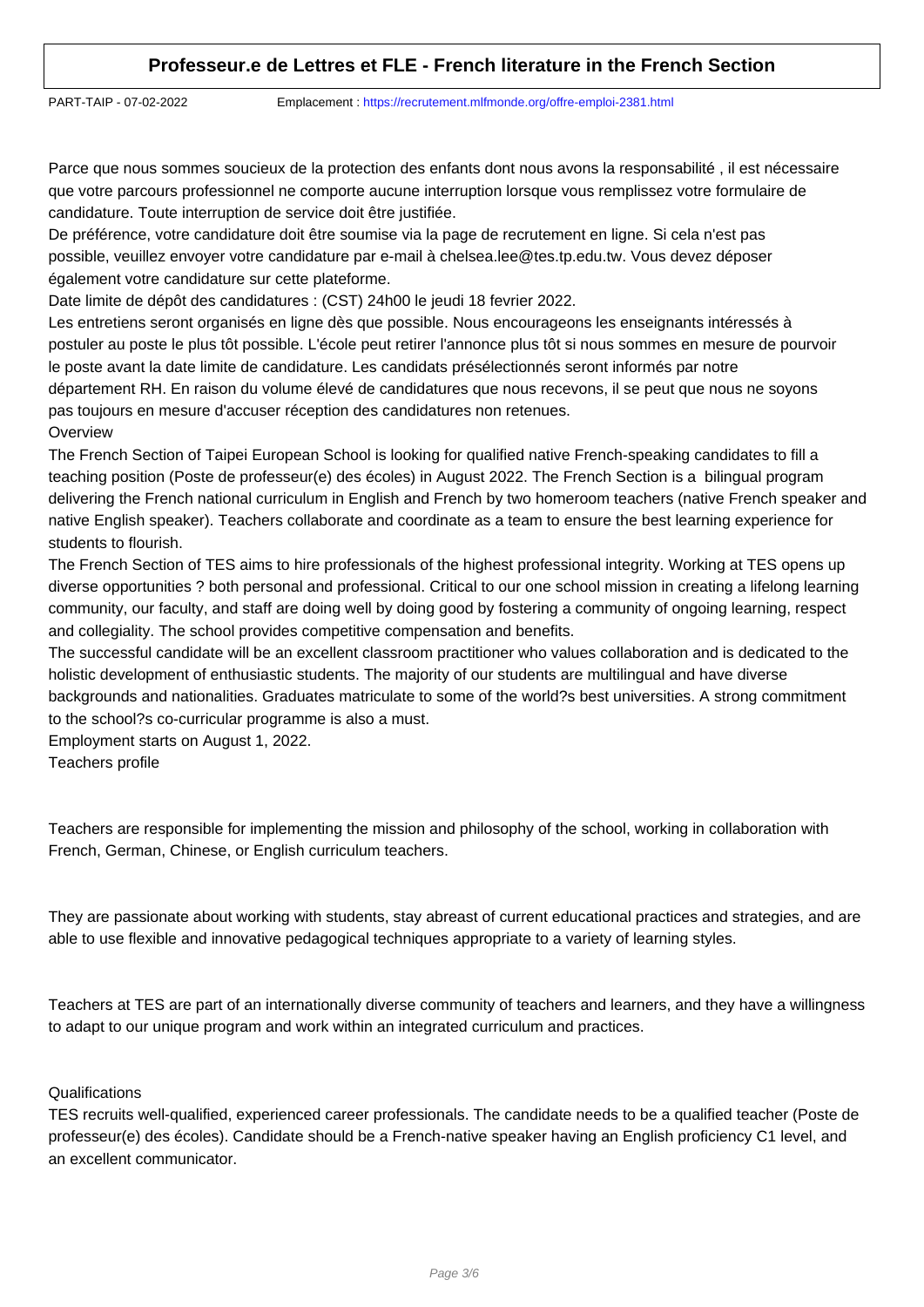**Professeur.e de Lettres et FLE - French literature in the French Section**

PART-TAIP - 07-02-2022    Emplacement : https://recrutement.mlfmonde.org/offre-emploi-2381.html

Parce que nous sommes soucieux de la protection des enfants dont nous avons la responsabilité , il est nécessaire que votre parcours professionnel ne comporte aucune interruption lorsque vous remplissez votre formulaire de candidature. Toute interruption de service doit être justifiée.

De préférence, votre candidature doit être soumise via la page de recrutement en ligne. Si cela n'est pas possible, veuillez envoyer votre candidature par e-mail à chelsea.lee@tes.tp.edu.tw. Vous devez déposer également votre candidature sur cette plateforme.

Date limite de dépôt des candidatures : (CST) 24h00 le jeudi 18 fevrier 2022.

Les entretiens seront organisés en ligne dès que possible. Nous encourageons les enseignants intéressés à postuler au poste le plus tôt possible. L'école peut retirer l'annonce plus tôt si nous sommes en mesure de pourvoir le poste avant la date limite de candidature. Les candidats présélectionnés seront informés par notre département RH. En raison du volume élevé de candidatures que nous recevons, il se peut que nous ne soyons pas toujours en mesure d'accuser réception des candidatures non retenues.

Overview

The French Section of Taipei European School is looking for qualified native French-speaking candidates to fill a teaching position (Poste de professeur(e) des écoles) in August 2022. The French Section is a bilingual program delivering the French national curriculum in English and French by two homeroom teachers (native French speaker and native English speaker). Teachers collaborate and coordinate as a team to ensure the best learning experience for students to flourish.

The French Section of TES aims to hire professionals of the highest professional integrity. Working at TES opens up diverse opportunities ? both personal and professional. Critical to our one school mission in creating a lifelong learning community, our faculty, and staff are doing well by doing good by fostering a community of ongoing learning, respect and collegiality. The school provides competitive compensation and benefits.

The successful candidate will be an excellent classroom practitioner who values collaboration and is dedicated to the holistic development of enthusiastic students. The majority of our students are multilingual and have diverse backgrounds and nationalities. Graduates matriculate to some of the world?s best universities. A strong commitment to the school?s co-curricular programme is also a must.

Employment starts on August 1, 2022.

Teachers profile

Teachers are responsible for implementing the mission and philosophy of the school, working in collaboration with French, German, Chinese, or English curriculum teachers.

They are passionate about working with students, stay abreast of current educational practices and strategies, and are able to use flexible and innovative pedagogical techniques appropriate to a variety of learning styles.

Teachers at TES are part of an internationally diverse community of teachers and learners, and they have a willingness to adapt to our unique program and work within an integrated curriculum and practices.

Qualifications

TES recruits well-qualified, experienced career professionals. The candidate needs to be a qualified teacher (Poste de professeur(e) des écoles). Candidate should be a French-native speaker having an English proficiency C1 level, and an excellent communicator.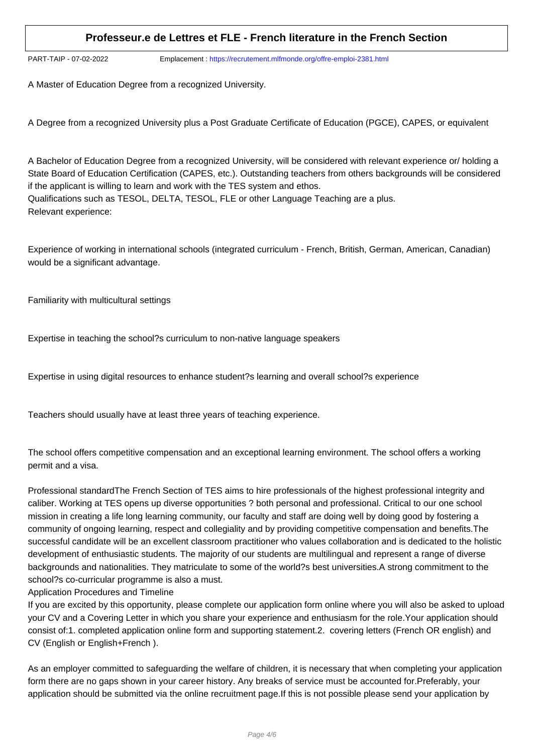A Master of Education Degree from a recognized University.

A Degree from a recognized University plus a Post Graduate Certificate of Education (PGCE), CAPES, or equivalent

A Bachelor of Education Degree from a recognized University, will be considered with relevant experience or/ holding a State Board of Education Certification (CAPES, etc.). Outstanding teachers from others backgrounds will be considered if the applicant is willing to learn and work with the TES system and ethos.
Qualifications such as TESOL, DELTA, TESOL, FLE or other Language Teaching are a plus.
Relevant experience:

Experience of working in international schools (integrated curriculum - French, British, German, American, Canadian) would be a significant advantage.

Familiarity with multicultural settings

Expertise in teaching the school?s curriculum to non-native language speakers

Expertise in using digital resources to enhance student?s learning and overall school?s experience

Teachers should usually have at least three years of teaching experience.

The school offers competitive compensation and an exceptional learning environment. The school offers a working permit and a visa.

Professional standardThe French Section of TES aims to hire professionals of the highest professional integrity and caliber. Working at TES opens up diverse opportunities ? both personal and professional. Critical to our one school mission in creating a life long learning community, our faculty and staff are doing well by doing good by fostering a community of ongoing learning, respect and collegiality and by providing competitive compensation and benefits.The successful candidate will be an excellent classroom practitioner who values collaboration and is dedicated to the holistic development of enthusiastic students. The majority of our students are multilingual and represent a range of diverse backgrounds and nationalities. They matriculate to some of the world?s best universities.A strong commitment to the school?s co-curricular programme is also a must.

Application Procedures and Timeline

If you are excited by this opportunity, please complete our application form online where you will also be asked to upload your CV and a Covering Letter in which you share your experience and enthusiasm for the role.Your application should consist of:1. completed application online form and supporting statement.2. covering letters (French OR english) and CV (English or English+French ).

As an employer committed to safeguarding the welfare of children, it is necessary that when completing your application form there are no gaps shown in your career history. Any breaks of service must be accounted for.Preferably, your application should be submitted via the online recruitment page.If this is not possible please send your application by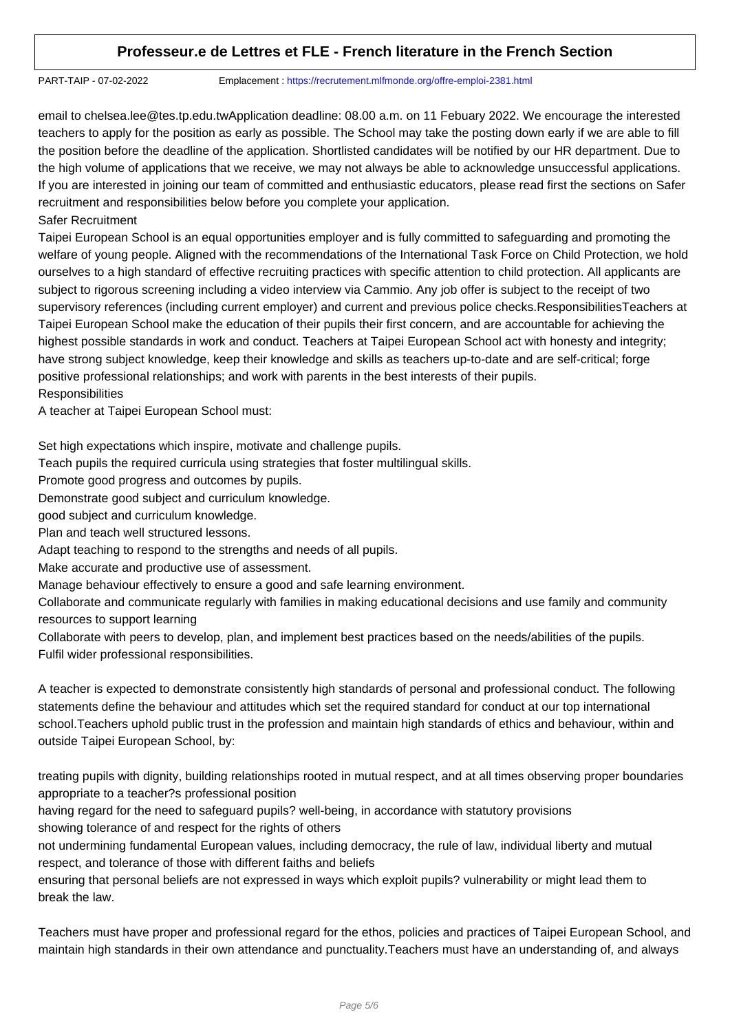email to chelsea.lee@tes.tp.edu.twApplication deadline: 08.00 a.m. on 11 Febuary 2022. We encourage the interested teachers to apply for the position as early as possible. The School may take the posting down early if we are able to fill the position before the deadline of the application. Shortlisted candidates will be notified by our HR department. Due to the high volume of applications that we receive, we may not always be able to acknowledge unsuccessful applications. If you are interested in joining our team of committed and enthusiastic educators, please read first the sections on Safer recruitment and responsibilities below before you complete your application.

Safer Recruitment

Taipei European School is an equal opportunities employer and is fully committed to safeguarding and promoting the welfare of young people. Aligned with the recommendations of the International Task Force on Child Protection, we hold ourselves to a high standard of effective recruiting practices with specific attention to child protection. All applicants are subject to rigorous screening including a video interview via Cammio. Any job offer is subject to the receipt of two supervisory references (including current employer) and current and previous police checks.ResponsibilitiesTeachers at Taipei European School make the education of their pupils their first concern, and are accountable for achieving the highest possible standards in work and conduct. Teachers at Taipei European School act with honesty and integrity; have strong subject knowledge, keep their knowledge and skills as teachers up-to-date and are self-critical; forge positive professional relationships; and work with parents in the best interests of their pupils.

Responsibilities

A teacher at Taipei European School must:

Set high expectations which inspire, motivate and challenge pupils.
Teach pupils the required curricula using strategies that foster multilingual skills.
Promote good progress and outcomes by pupils.
Demonstrate good subject and curriculum knowledge.
good subject and curriculum knowledge.
Plan and teach well structured lessons.
Adapt teaching to respond to the strengths and needs of all pupils.
Make accurate and productive use of assessment.
Manage behaviour effectively to ensure a good and safe learning environment.
Collaborate and communicate regularly with families in making educational decisions and use family and community resources to support learning
Collaborate with peers to develop, plan, and implement best practices based on the needs/abilities of the pupils.
Fulfil wider professional responsibilities.

A teacher is expected to demonstrate consistently high standards of personal and professional conduct. The following statements define the behaviour and attitudes which set the required standard for conduct at our top international school.Teachers uphold public trust in the profession and maintain high standards of ethics and behaviour, within and outside Taipei European School, by:

treating pupils with dignity, building relationships rooted in mutual respect, and at all times observing proper boundaries appropriate to a teacher?s professional position
having regard for the need to safeguard pupils? well-being, in accordance with statutory provisions
showing tolerance of and respect for the rights of others
not undermining fundamental European values, including democracy, the rule of law, individual liberty and mutual respect, and tolerance of those with different faiths and beliefs
ensuring that personal beliefs are not expressed in ways which exploit pupils? vulnerability or might lead them to break the law.

Teachers must have proper and professional regard for the ethos, policies and practices of Taipei European School, and maintain high standards in their own attendance and punctuality.Teachers must have an understanding of, and always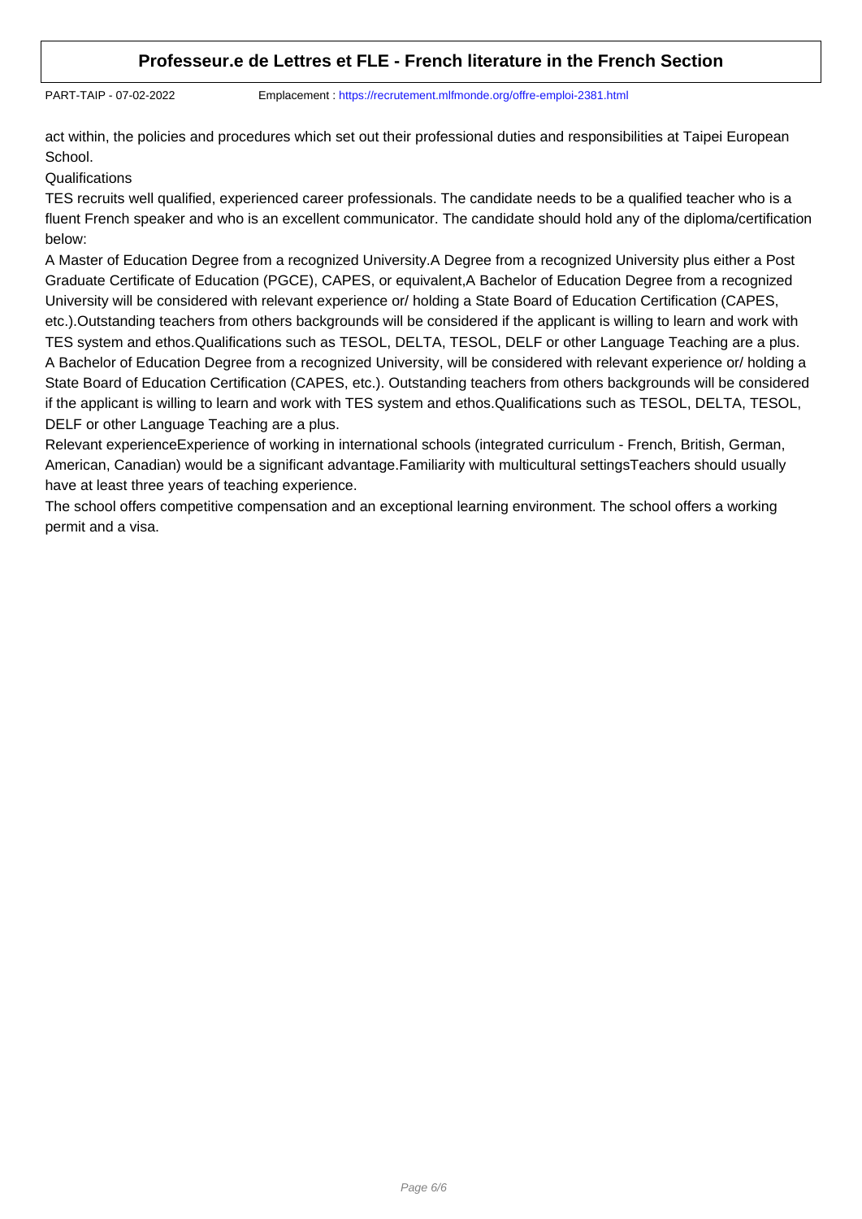act within, the policies and procedures which set out their professional duties and responsibilities at Taipei European School.

Qualifications

TES recruits well qualified, experienced career professionals. The candidate needs to be a qualified teacher who is a fluent French speaker and who is an excellent communicator. The candidate should hold any of the diploma/certification below:

A Master of Education Degree from a recognized University.A Degree from a recognized University plus either a Post Graduate Certificate of Education (PGCE), CAPES, or equivalent,A Bachelor of Education Degree from a recognized University will be considered with relevant experience or/ holding a State Board of Education Certification (CAPES, etc.).Outstanding teachers from others backgrounds will be considered if the applicant is willing to learn and work with TES system and ethos.Qualifications such as TESOL, DELTA, TESOL, DELF or other Language Teaching are a plus.

A Bachelor of Education Degree from a recognized University, will be considered with relevant experience or/ holding a State Board of Education Certification (CAPES, etc.). Outstanding teachers from others backgrounds will be considered if the applicant is willing to learn and work with TES system and ethos.Qualifications such as TESOL, DELTA, TESOL, DELF or other Language Teaching are a plus.

Relevant experienceExperience of working in international schools (integrated curriculum - French, British, German, American, Canadian) would be a significant advantage.Familiarity with multicultural settingsTeachers should usually have at least three years of teaching experience.

The school offers competitive compensation and an exceptional learning environment. The school offers a working permit and a visa.